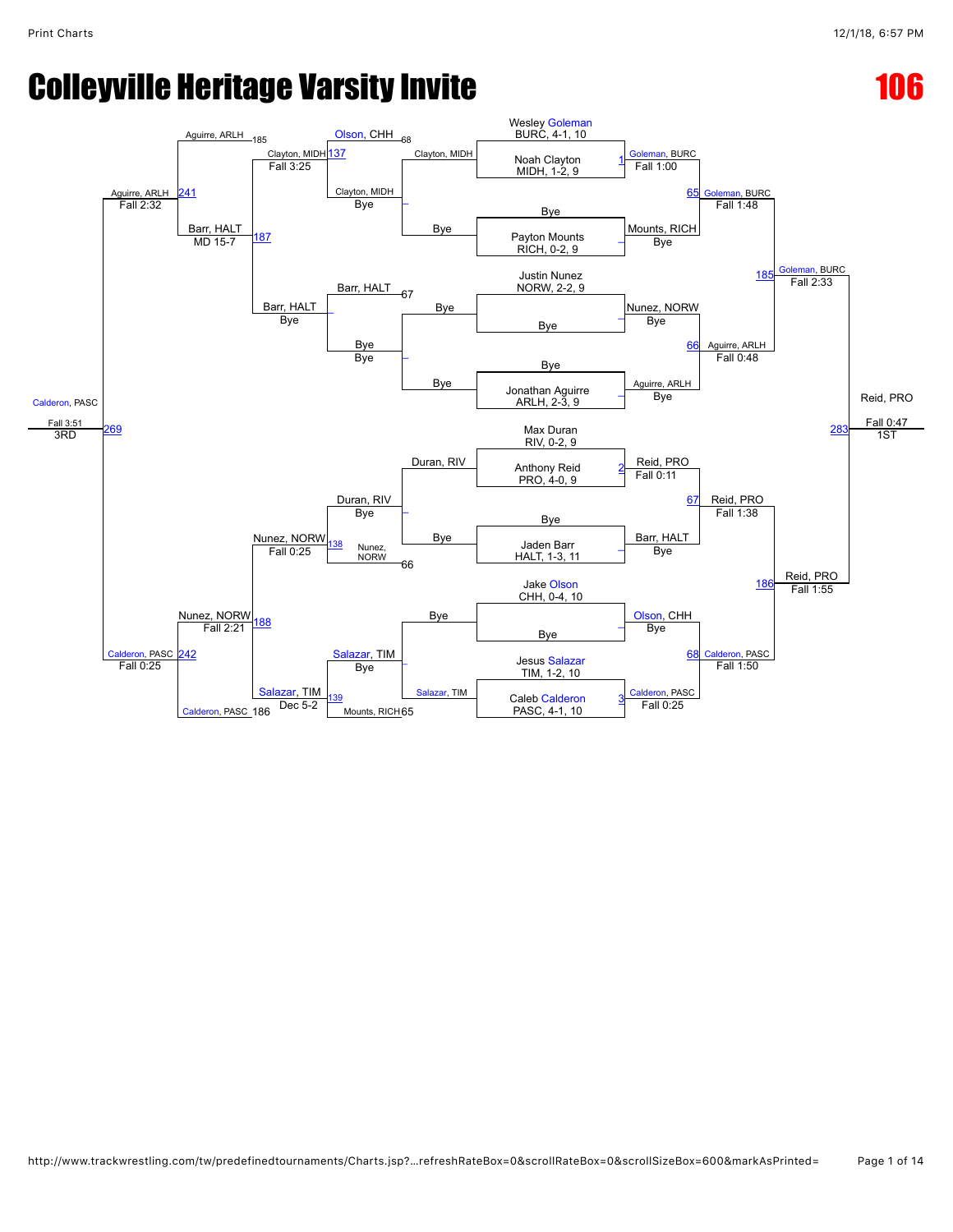# Colleyville Heritage Varsity Invite

# 106

## Championship Bracket

**First Round / Byes**

- Wesley Goleman, BURC, 4-1, 10 vs. Noah Clayton, MIDH, 1-2, 9 — Match 1: Goleman, BURC, Fall 1:00
- Bye vs. Payton Mounts, RICH, 0-2, 9 — Mounts, RICH, Bye
- Justin Nunez, NORW, 2-2, 9 vs. Bye — Nunez, NORW, Bye
- Bye vs. Jonathan Aguirre, ARLH, 2-3, 9 — Aguirre, ARLH, Bye
- Max Duran, RIV, 0-2, 9 vs. Anthony Reid, PRO, 4-0, 9 — Match 2: Reid, PRO, Fall 0:11
- Bye vs. Jaden Barr, HALT, 1-3, 11 — Barr, HALT, Bye
- Jake Olson, CHH, 0-4, 10 vs. Bye — Olson, CHH, Bye
- Jesus Salazar, TIM, 1-2, 10 vs. Caleb Calderon, PASC, 4-1, 10 — Match 3: Calderon, PASC, Fall 0:25

**Quarterfinals**

- Match 65: Goleman, BURC, Fall 1:48
- Match 66: Aguirre, ARLH, Fall 0:48
- Match 67: Reid, PRO, Fall 1:38
- Match 68: Calderon, PASC, Fall 1:50

**Semifinals**

- Match 185: Goleman, BURC, Fall 2:33
- Match 186: Reid, PRO, Fall 1:55

**Final (1ST)**

- Match 283: Reid, PRO, Fall 0:47

## Consolation Bracket

**Consolation Round 1**

- Clayton, MIDH vs. Bye — Clayton, MIDH, Bye
- Bye vs. Bye — Bye
- Duran, RIV vs. Bye — Duran, RIV, Bye
- Bye vs. Salazar, TIM — Salazar, TIM, Bye

**Consolation Round 2**

- Olson, CHH (loser of 68) vs. Clayton, MIDH — Match 137: Clayton, MIDH, Fall 3:25
- Barr, HALT (loser of 67) vs. Bye — Barr, HALT, Bye
- Duran, RIV vs. Nunez, NORW (loser of 66) — Match 138: Nunez, NORW, Fall 0:25
- Salazar, TIM vs. Mounts, RICH (loser of 65) — Match 139: Salazar, TIM, Dec 5-2

**Consolation Quarterfinals**

- Match 187: Clayton, MIDH vs. Barr, HALT — Barr, HALT, MD 15-7
- Match 188: Nunez, NORW vs. Salazar, TIM — Nunez, NORW, Fall 2:21

**Consolation Semifinals**

- Match 241: Aguirre, ARLH (loser of 185) vs. Barr, HALT — Aguirre, ARLH, Fall 2:32
- Match 242: Nunez, NORW vs. Calderon, PASC (loser of 186) — Calderon, PASC, Fall 0:25

**3rd Place**

- Match 269: Calderon, PASC, Fall 3:51 — 3RD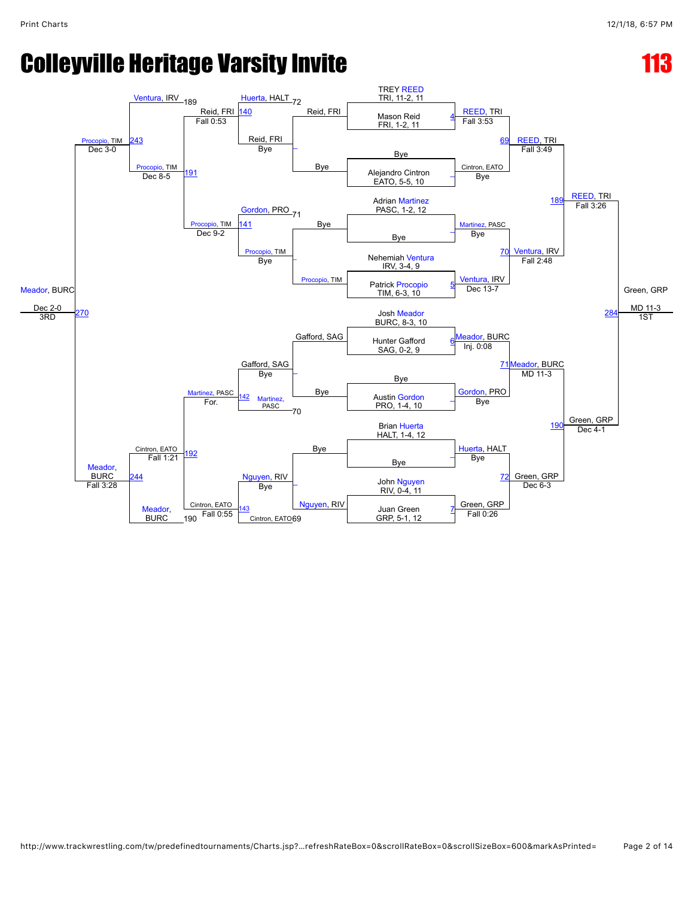# Colleyville Heritage Varsity Invite

## 113

### Championship Bracket

**First Round**

| Bout | Wrestler | Opponent | Winner | Result |
|---|---|---|---|---|
| 4 | TREY REED, TRI, 11-2, 11 | Mason Reid, FRI, 1-2, 11 | REED, TRI | Fall 3:53 |
| – | Bye | Alejandro Cintron, EATO, 5-5, 10 | Cintron, EATO | Bye |
| – | Adrian Martinez, PASC, 1-2, 12 | Bye | Martinez, PASC | Bye |
| 5 | Nehemiah Ventura, IRV, 3-4, 9 | Patrick Procopio, TIM, 6-3, 10 | Ventura, IRV | Dec 13-7 |
| 6 | Josh Meador, BURC, 8-3, 10 | Hunter Gafford, SAG, 0-2, 9 | Meador, BURC | Inj. 0:08 |
| – | Bye | Austin Gordon, PRO, 1-4, 10 | Gordon, PRO | Bye |
| – | Brian Huerta, HALT, 1-4, 12 | Bye | Huerta, HALT | Bye |
| 7 | John Nguyen, RIV, 0-4, 11 | Juan Green, GRP, 5-1, 12 | Green, GRP | Fall 0:26 |

**Quarterfinals**

| Bout | Winner | Result |
|---|---|---|
| 69 | REED, TRI | Fall 3:49 |
| 70 | Ventura, IRV | Fall 2:48 |
| 71 | Meador, BURC | MD 11-3 |
| 72 | Green, GRP | Dec 6-3 |

**Semifinals**

| Bout | Winner | Result |
|---|---|---|
| 189 | REED, TRI | Fall 3:26 |
| 190 | Green, GRP | Dec 4-1 |

**1st Place**

| Bout | Winner | Result |
|---|---|---|
| 284 | Green, GRP | MD 11-3 (1ST) |

### Consolation Bracket

**Consolation Round 1**

| Bout | Winner | Result |
|---|---|---|
| – | Reid, FRI | Bye |
| – | Procopio, TIM | Bye |
| – | Gafford, SAG | Bye |
| – | Nguyen, RIV | Bye |

**Consolation Round 2**

| Bout | Loser from Quarterfinal | Winner | Result |
|---|---|---|---|
| 140 | Huerta, HALT (72) | Reid, FRI | Fall 0:53 |
| 141 | Gordon, PRO (71) | Procopio, TIM | Dec 9-2 |
| 142 | Martinez, PASC (70) | Martinez, PASC | For. |
| 143 | Cintron, EATO (69) | Cintron, EATO | Fall 0:55 |

**Consolation Quarterfinals**

| Bout | Winner | Result |
|---|---|---|
| 191 | Procopio, TIM | Dec 8-5 |
| 192 | Cintron, EATO | Fall 1:21 |

**Consolation Semifinals**

| Bout | Loser from Semifinal | Winner | Result |
|---|---|---|---|
| 243 | Ventura, IRV (189) | Procopio, TIM | Dec 3-0 |
| 244 | Meador, BURC (190) | Meador, BURC | Fall 3:28 |

**3rd Place**

| Bout | Winner | Result |
|---|---|---|
| 270 | Meador, BURC | Dec 2-0 (3RD) |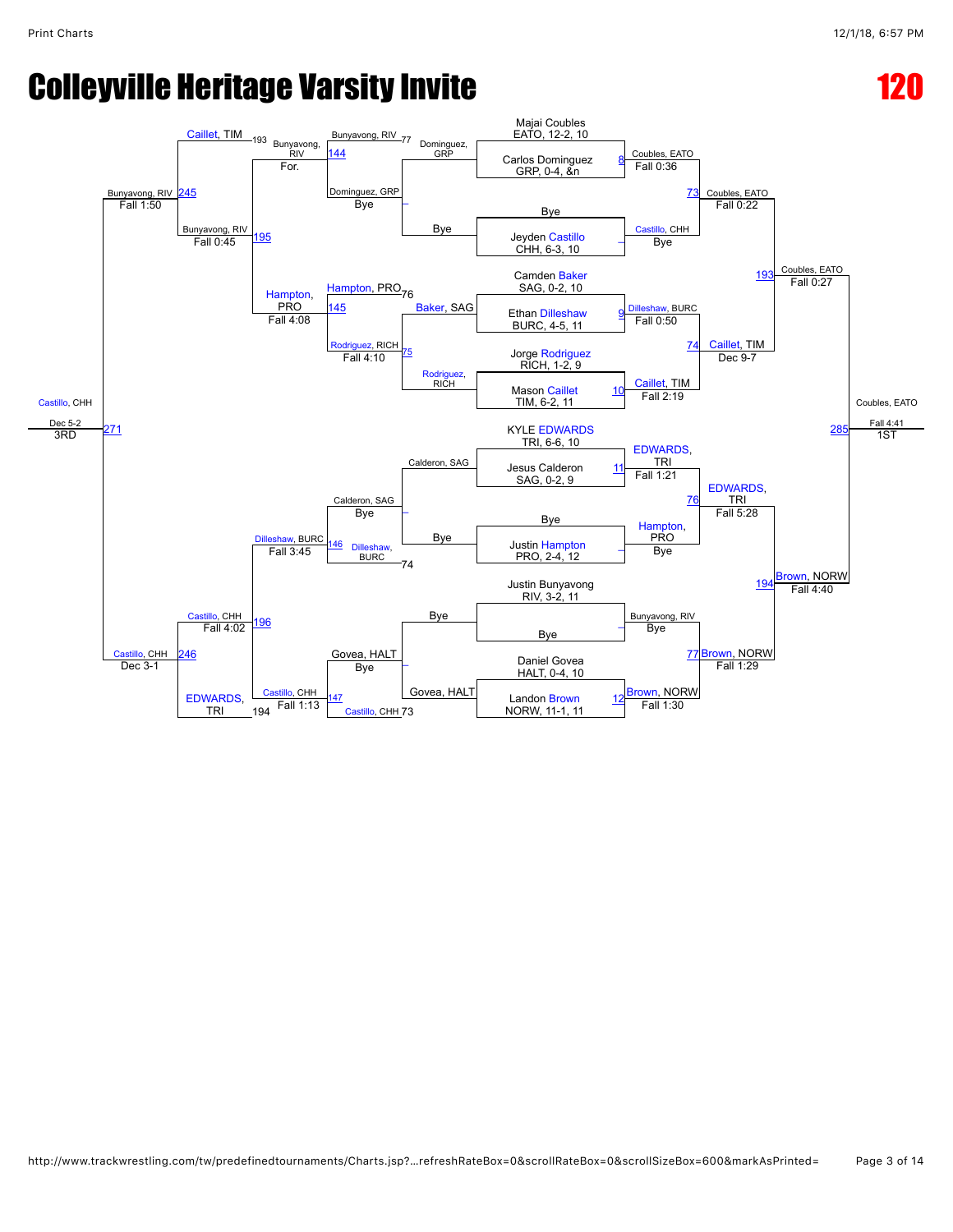# Colleyville Heritage Varsity Invite

## 120

### Championship Bracket – First Round

| Match | Wrestler 1 | Wrestler 2 | Winner | Result |
|---|---|---|---|---|
| 8 | Majai Coubles, EATO, 12-2, 10 | Carlos Dominguez, GRP, 0-4, &n | Coubles, EATO | Fall 0:36 |
| – | Bye | Jeyden Castillo, CHH, 6-3, 10 | Castillo, CHH | Bye |
| 9 | Camden Baker, SAG, 0-2, 10 | Ethan Dilleshaw, BURC, 4-5, 11 | Dilleshaw, BURC | Fall 0:50 |
| 10 | Jorge Rodriguez, RICH, 1-2, 9 | Mason Caillet, TIM, 6-2, 11 | Caillet, TIM | Fall 2:19 |
| 11 | KYLE EDWARDS, TRI, 6-6, 10 | Jesus Calderon, SAG, 0-2, 9 | EDWARDS, TRI | Fall 1:21 |
| – | Bye | Justin Hampton, PRO, 2-4, 12 | Hampton, PRO | Bye |
| – | Justin Bunyavong, RIV, 3-2, 11 | Bye | Bunyavong, RIV | Bye |
| 12 | Daniel Govea, HALT, 0-4, 10 | Landon Brown, NORW, 11-1, 11 | Brown, NORW | Fall 1:30 |

### Championship Bracket – Quarterfinals

| Match | Winner | Result |
|---|---|---|
| 73 | Coubles, EATO | Fall 0:22 |
| 74 | Caillet, TIM | Dec 9-7 |
| 76 | EDWARDS, TRI | Fall 5:28 |
| 77 | Brown, NORW | Fall 1:29 |

### Championship Bracket – Semifinals

| Match | Winner | Result |
|---|---|---|
| 193 | Coubles, EATO | Fall 0:27 |
| 194 | Brown, NORW | Fall 4:40 |

### Championship Final

| Match | Winner | Result | Place |
|---|---|---|---|
| 285 | Coubles, EATO | Fall 4:41 | 1ST |

### Consolation Bracket

| Match | Wrestler 1 | Wrestler 2 | Winner | Result |
|---|---|---|---|---|
| – | Dominguez, GRP | Bye | Dominguez, GRP | Bye |
| 75 | Baker, SAG | Rodriguez, RICH | Rodriguez, RICH | Fall 4:10 |
| – | Calderon, SAG | Bye | Calderon, SAG | Bye |
| – | Bye | Govea, HALT | Govea, HALT | Bye |
| 144 | Bunyavong, RIV (L77) | Dominguez, GRP | Bunyavong, RIV | For. |
| 145 | Hampton, PRO (L76) | Rodriguez, RICH | Hampton, PRO | Fall 4:08 |
| 146 | Calderon, SAG | Dilleshaw, BURC (L74) | Dilleshaw, BURC | Fall 3:45 |
| 147 | Govea, HALT | Castillo, CHH (L73) | Castillo, CHH | Fall 1:13 |
| 195 | Caillet, TIM (L193) | Bunyavong, RIV | Bunyavong, RIV | Fall 0:45 |
| 196 | Dilleshaw, BURC | Castillo, CHH | Castillo, CHH | Fall 4:02 |
| 245 | Bunyavong, RIV | Hampton, PRO | Bunyavong, RIV | Fall 1:50 |
| 246 | Castillo, CHH | EDWARDS, TRI (L194) | Castillo, CHH | Dec 3-1 |
| 271 | Bunyavong, RIV | Castillo, CHH | Castillo, CHH | Dec 5-2 (3RD) |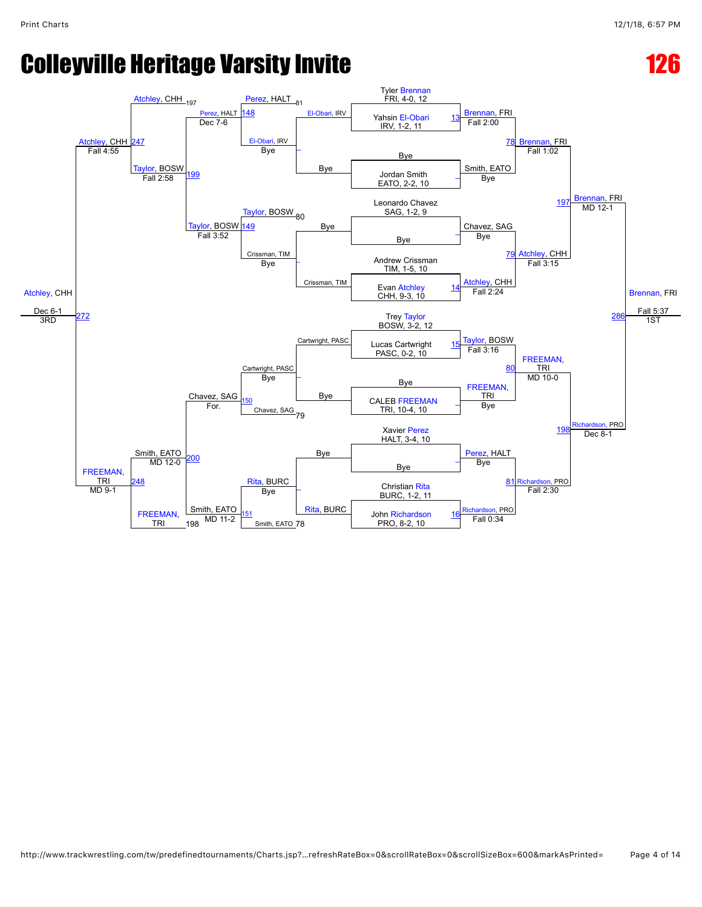# Colleyville Heritage Varsity Invite

# 126

**Championship Bracket**

| Wrestler | First Round | Quarterfinals | Semifinals | Final |
|---|---|---|---|---|
| Tyler Brennan, FRI, 4-0, 12 | Brennan, FRI (Bye) | Brennan, FRI — Fall 1:02 (78) | Brennan, FRI — MD 12-1 (197) | Brennan, FRI — Fall 5:37 (286) — 1ST |
| Yahsin El-Obari, IRV, 1-2, 11 | Brennan, FRI — Fall 2:00 (13) | | | |
| Bye | Smith, EATO (Bye) | | | |
| Jordan Smith, EATO, 2-2, 10 | | | | |
| Leonardo Chavez, SAG, 1-2, 9 | Chavez, SAG (Bye) | Atchley, CHH — Fall 3:15 (79) | | |
| Bye | | | | |
| Andrew Crissman, TIM, 1-5, 10 | Atchley, CHH — Fall 2:24 (14) | | | |
| Evan Atchley, CHH, 9-3, 10 | | | | |
| Trey Taylor, BOSW, 3-2, 12 | Taylor, BOSW — Fall 3:16 (15) | FREEMAN, TRI — MD 10-0 (80) | Richardson, PRO — Dec 8-1 (198) | |
| Lucas Cartwright, PASC, 0-2, 10 | | | | |
| Bye | FREEMAN, TRI (Bye) | | | |
| CALEB FREEMAN, TRI, 10-4, 10 | | | | |
| Xavier Perez, HALT, 3-4, 10 | Perez, HALT (Bye) | Richardson, PRO — Fall 2:30 (81) | | |
| Bye | | | | |
| Christian Rita, BURC, 1-2, 11 | Richardson, PRO — Fall 0:34 (16) | | | |
| John Richardson, PRO, 8-2, 10 | | | | |

**Consolation Bracket**

| Cons. Round 1 | Cons. Round 2 | Cons. Round 3 | Cons. Semis | 3rd Place |
|---|---|---|---|---|
| El-Obari, IRV vs Bye → El-Obari, IRV (Bye) | Perez, HALT vs El-Obari, IRV (81) → Perez, HALT — Dec 7-6 (148) | Atchley, CHH vs Perez, HALT (197) → Atchley, CHH — Fall 4:55 (247) | Atchley, CHH vs Taylor, BOSW → Atchley, CHH (272) | Atchley, CHH — Dec 6-1 — 3RD |
| Bye vs Crissman, TIM → Crissman, TIM (Bye) | Taylor, BOSW vs Crissman, TIM (80) → Taylor, BOSW — Fall 3:52 (149) | Taylor, BOSW — Fall 2:58 (199) | | |
| Cartwright, PASC vs Bye → Cartwright, PASC (Bye) | Cartwright, PASC vs Chavez, SAG (79) → Chavez, SAG — For. (150) | Chavez, SAG vs Smith, EATO → Smith, EATO — MD 12-0 (200) | FREEMAN, TRI vs Smith, EATO (198) → FREEMAN, TRI — MD 9-1 (248) | |
| Bye vs Rita, BURC → Rita, BURC (Bye) | Rita, BURC vs Smith, EATO (78) → Smith, EATO — MD 11-2 (151) | | | |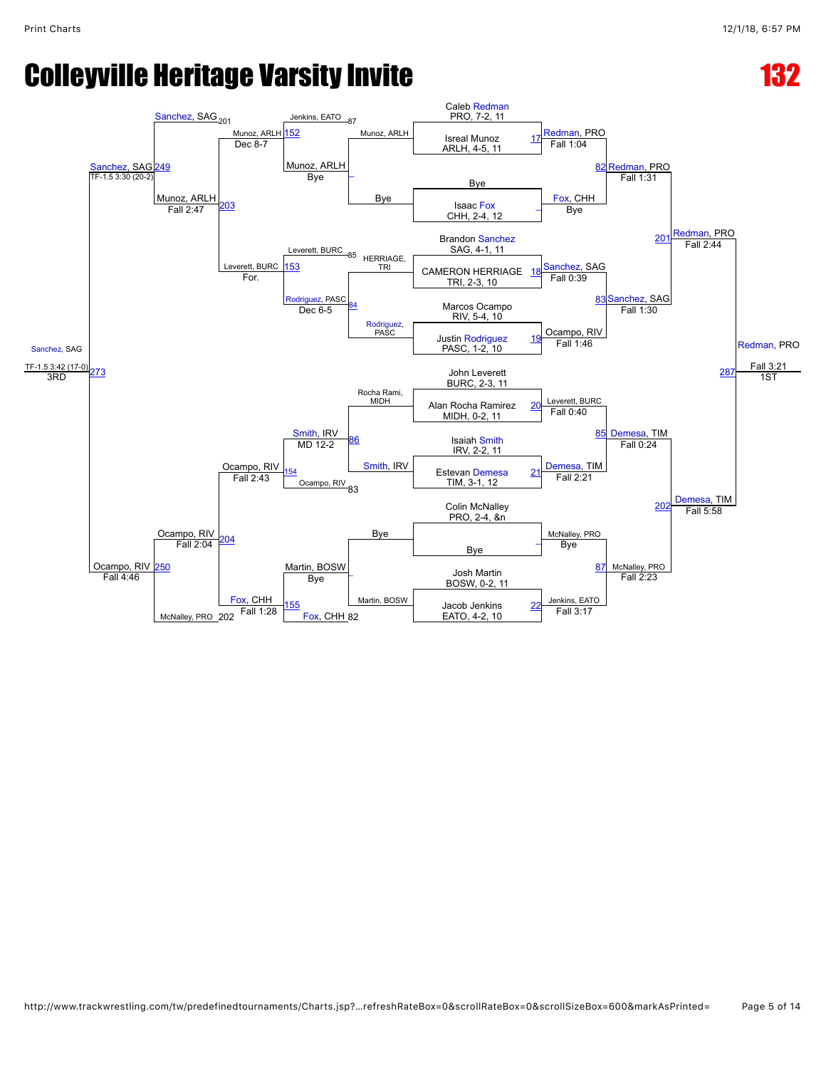# Colleyville Heritage Varsity Invite

## 132

### Championship Bracket

**First Round**

| Bout | Wrestler 1 | Wrestler 2 | Winner | Result |
|---|---|---|---|---|
| 17 | Caleb Redman, PRO, 7-2, 11 | Isreal Munoz, ARLH, 4-5, 11 | Redman, PRO | Fall 1:04 |
| – | Bye | Isaac Fox, CHH, 2-4, 12 | Fox, CHH | Bye |
| 18 | Brandon Sanchez, SAG, 4-1, 11 | CAMERON HERRIAGE, TRI, 2-3, 10 | Sanchez, SAG | Fall 0:39 |
| 19 | Marcos Ocampo, RIV, 5-4, 10 | Justin Rodriguez, PASC, 1-2, 10 | Ocampo, RIV | Fall 1:46 |
| 20 | John Leverett, BURC, 2-3, 11 | Alan Rocha Ramirez, MIDH, 0-2, 11 | Leverett, BURC | Fall 0:40 |
| 21 | Isaiah Smith, IRV, 2-2, 11 | Estevan Demesa, TIM, 3-1, 12 | Demesa, TIM | Fall 2:21 |
| – | Colin McNalley, PRO, 2-4, &n | Bye | McNalley, PRO | Bye |
| 22 | Josh Martin, BOSW, 0-2, 11 | Jacob Jenkins, EATO, 4-2, 10 | Jenkins, EATO | Fall 3:17 |

**Quarterfinals**

| Bout | Winner | Result |
|---|---|---|
| 82 | Redman, PRO | Fall 1:31 |
| 83 | Sanchez, SAG | Fall 1:30 |
| 85 | Demesa, TIM | Fall 0:24 |
| 87 | McNalley, PRO | Fall 2:23 |

**Semifinals**

| Bout | Winner | Result |
|---|---|---|
| 201 | Redman, PRO | Fall 2:44 |
| 202 | Demesa, TIM | Fall 5:58 |

**1st Place Match**

| Bout | Winner | Result |
|---|---|---|
| 287 | Redman, PRO (1ST) | Fall 3:21 |

### Consolation Bracket

**Consolation Round 1**

| Bout | Wrestlers | Winner | Result |
|---|---|---|---|
| – | Munoz, ARLH vs Bye | Munoz, ARLH | Bye |
| 84 | HERRIAGE, TRI vs Rodriguez, PASC | Rodriguez, PASC | Dec 6-5 |
| 86 | Rocha Rami, MIDH vs Smith, IRV | Smith, IRV | MD 12-2 |
| – | Bye vs Martin, BOSW | Martin, BOSW | Bye |

**Consolation Round 2**

| Bout | Wrestlers | Winner | Result |
|---|---|---|---|
| 152 | Jenkins, EATO (87) vs Munoz, ARLH | Munoz, ARLH | Dec 8-7 |
| 153 | Leverett, BURC (85) vs Rodriguez, PASC | Leverett, BURC | For. |
| 154 | Smith, IRV vs Ocampo, RIV (83) | Ocampo, RIV | Fall 2:43 |
| 155 | Martin, BOSW vs Fox, CHH (82) | Fox, CHH | Fall 1:28 |

**Consolation Quarterfinals**

| Bout | Wrestlers | Winner | Result |
|---|---|---|---|
| 203 | Sanchez, SAG (201) vs Munoz, ARLH | Munoz, ARLH | Fall 2:47 |
| 204 | Ocampo, RIV vs McNalley, PRO (202) | Ocampo, RIV | Fall 2:04 |

**Consolation Semifinals**

| Bout | Winner | Result |
|---|---|---|
| 249 | Sanchez, SAG | TF-1.5 3:30 (20-2) |
| 250 | Ocampo, RIV | Fall 4:46 |

**3rd Place Match**

| Bout | Winner | Result |
|---|---|---|
| 273 | Sanchez, SAG (3RD) | TF-1.5 3:42 (17-0) |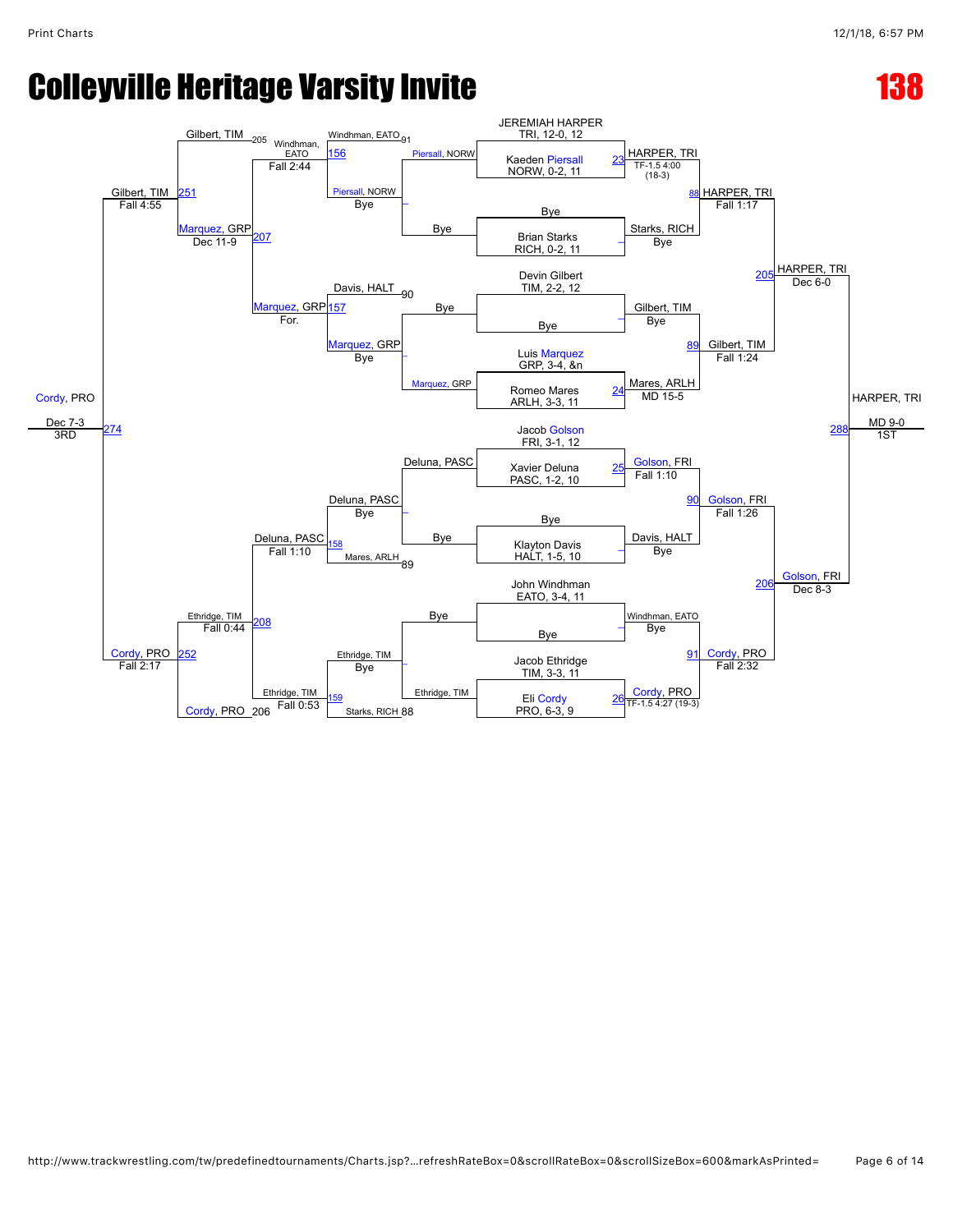# Colleyville Heritage Varsity Invite

# 138

## Championship Bracket

**Seeds / First Round**

| Wrestler | Team, Record, Grade |
| --- | --- |
| JEREMIAH HARPER | TRI, 12-0, 12 |
| Kaeden Piersall | NORW, 0-2, 11 |
| Bye | |
| Brian Starks | RICH, 0-2, 11 |
| Devin Gilbert | TIM, 2-2, 12 |
| Bye | |
| Luis Marquez | GRP, 3-4, &n |
| Romeo Mares | ARLH, 3-3, 11 |
| Jacob Golson | FRI, 3-1, 12 |
| Xavier Deluna | PASC, 1-2, 10 |
| Bye | |
| Klayton Davis | HALT, 1-5, 10 |
| John Windhman | EATO, 3-4, 11 |
| Bye | |
| Jacob Ethridge | TIM, 3-3, 11 |
| Eli Cordy | PRO, 6-3, 9 |

**First Round Results**

| Bout | Winner | Result |
| --- | --- | --- |
| 23 | HARPER, TRI | TF-1.5 4:00 (18-3) |
| – | Starks, RICH | Bye |
| – | Gilbert, TIM | Bye |
| 24 | Mares, ARLH | MD 15-5 |
| 25 | Golson, FRI | Fall 1:10 |
| – | Davis, HALT | Bye |
| – | Windhman, EATO | Bye |
| 26 | Cordy, PRO | TF-1.5 4:27 (19-3) |

**Quarterfinals**

| Bout | Winner | Result |
| --- | --- | --- |
| 88 | HARPER, TRI | Fall 1:17 |
| 89 | Gilbert, TIM | Fall 1:24 |
| 90 | Golson, FRI | Fall 1:26 |
| 91 | Cordy, PRO | Fall 2:32 |

**Semifinals**

| Bout | Winner | Result |
| --- | --- | --- |
| 205 | HARPER, TRI | Dec 6-0 |
| 206 | Golson, FRI | Dec 8-3 |

**Final**

| Bout | Winner | Result |
| --- | --- | --- |
| 288 | HARPER, TRI | MD 9-0 (1ST) |

## Consolation Bracket

**Consolation Round 1**

| Bout | Wrestlers | Winner | Result |
| --- | --- | --- | --- |
| – | Piersall, NORW vs Bye | Piersall, NORW | Bye |
| – | Bye vs Marquez, GRP | Marquez, GRP | Bye |
| – | Deluna, PASC vs Bye | Deluna, PASC | Bye |
| – | Bye vs Ethridge, TIM | Ethridge, TIM | Bye |

**Consolation Round 2**

| Bout | Wrestlers | Winner | Result |
| --- | --- | --- | --- |
| 156 | Windhman, EATO (91) vs Piersall, NORW | Windhman, EATO | Fall 2:44 |
| 157 | Davis, HALT (90) vs Marquez, GRP | Marquez, GRP | For. |
| 158 | Deluna, PASC vs Mares, ARLH (89) | Deluna, PASC | Fall 1:10 |
| 159 | Ethridge, TIM vs Starks, RICH (88) | Ethridge, TIM | Fall 0:53 |

**Consolation Quarterfinals**

| Bout | Wrestlers | Winner | Result |
| --- | --- | --- | --- |
| 207 | Windhman, EATO vs Marquez, GRP | Marquez, GRP | Dec 11-9 |
| 208 | Deluna, PASC vs Ethridge, TIM | Ethridge, TIM | Fall 0:44 |

**Consolation Semifinals**

| Bout | Wrestlers | Winner | Result |
| --- | --- | --- | --- |
| 251 | Gilbert, TIM (205) vs Marquez, GRP | Gilbert, TIM | Fall 4:55 |
| 252 | Ethridge, TIM vs Cordy, PRO (206) | Cordy, PRO | Fall 2:17 |

**3rd Place**

| Bout | Winner | Result |
| --- | --- | --- |
| 274 | Cordy, PRO | Dec 7-3 (3RD) |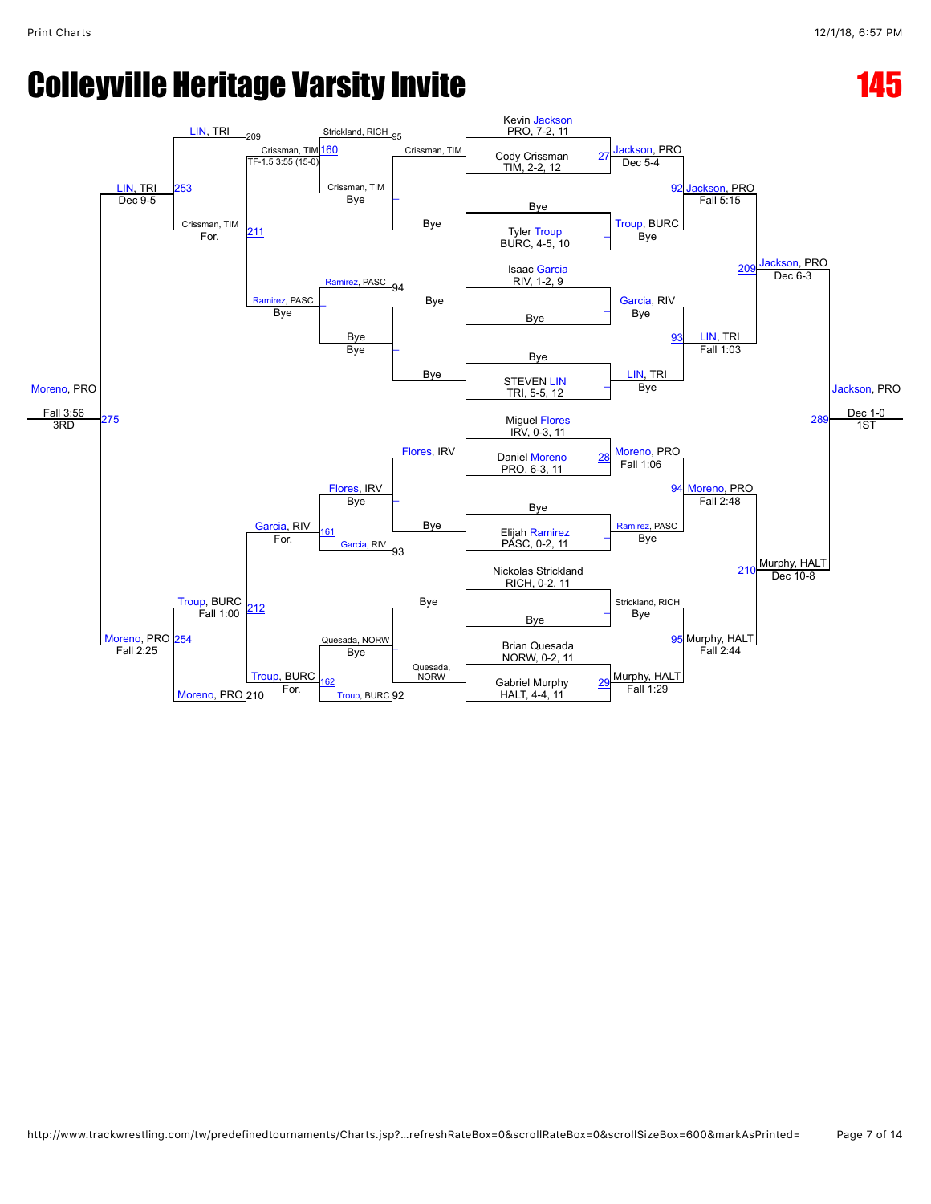# Colleyville Heritage Varsity Invite

**145**

## Championship Bracket

| Wrestler | Round 1 | Quarterfinals | Semifinals | Finals |
|---|---|---|---|---|
| Kevin Jackson, PRO, 7-2, 11 | | | | |
| Cody Crissman, TIM, 2-2, 12 | 27 Jackson, PRO, Dec 5-4 | 92 Jackson, PRO, Fall 5:15 | 209 Jackson, PRO, Dec 6-3 | 289 Jackson, PRO, Dec 1-0, 1ST |
| Bye | | | | |
| Tyler Troup, BURC, 4-5, 10 | Troup, BURC, Bye | | | |
| Isaac Garcia, RIV, 1-2, 9 | | | | |
| Bye | Garcia, RIV, Bye | 93 LIN, TRI, Fall 1:03 | | |
| Bye | | | | |
| STEVEN LIN, TRI, 5-5, 12 | LIN, TRI, Bye | | | |
| Miguel Flores, IRV, 0-3, 11 | | | | |
| Daniel Moreno, PRO, 6-3, 11 | 28 Moreno, PRO, Fall 1:06 | 94 Moreno, PRO, Fall 2:48 | 210 Murphy, HALT, Dec 10-8 | |
| Bye | | | | |
| Elijah Ramirez, PASC, 0-2, 11 | Ramirez, PASC, Bye | | | |
| Nickolas Strickland, RICH, 0-2, 11 | | | | |
| Bye | Strickland, RICH, Bye | 95 Murphy, HALT, Fall 2:44 | | |
| Brian Quesada, NORW, 0-2, 11 | | | | |
| Gabriel Murphy, HALT, 4-4, 11 | 29 Murphy, HALT, Fall 1:29 | | | |

## Consolation Bracket

| Match | Competitors | Winner / Result |
|---|---|---|
| Cons. R1 | Crissman, TIM vs Bye | Crissman, TIM |
| Cons. R1 | Bye vs Bye | – |
| Cons. R1 | Flores, IRV vs Bye | Flores, IRV |
| Cons. R1 | Bye vs Quesada, NORW | Quesada, NORW |
| 95 | Strickland, RICH vs Crissman, TIM | Crissman, TIM |
| 94 | Ramirez, PASC vs Bye | Ramirez, PASC, Bye |
| 93 | Flores, IRV vs Garcia, RIV | Garcia, RIV |
| 92 | Quesada, NORW vs Troup, BURC | Troup, BURC |
| 160 | Crissman, TIM vs (Bye) | Crissman, TIM, TF-1.5 3:55 (15-0) |
| 161 | Flores, IRV (Bye) vs Garcia, RIV | Garcia, RIV, For. |
| 162 | Quesada, NORW (Bye) vs Troup, BURC | Troup, BURC, For. |
| 211 | Crissman, TIM vs Ramirez, PASC | Crissman, TIM, For. |
| 212 | Garcia, RIV vs Troup, BURC | Troup, BURC, Fall 1:00 |
| 253 | LIN, TRI (209) vs Crissman, TIM | LIN, TRI, Dec 9-5 |
| 254 | Troup, BURC vs Moreno, PRO (210) | Moreno, PRO, Fall 2:25 |
| 275 | LIN, TRI vs Moreno, PRO | Moreno, PRO, Fall 3:56, 3RD |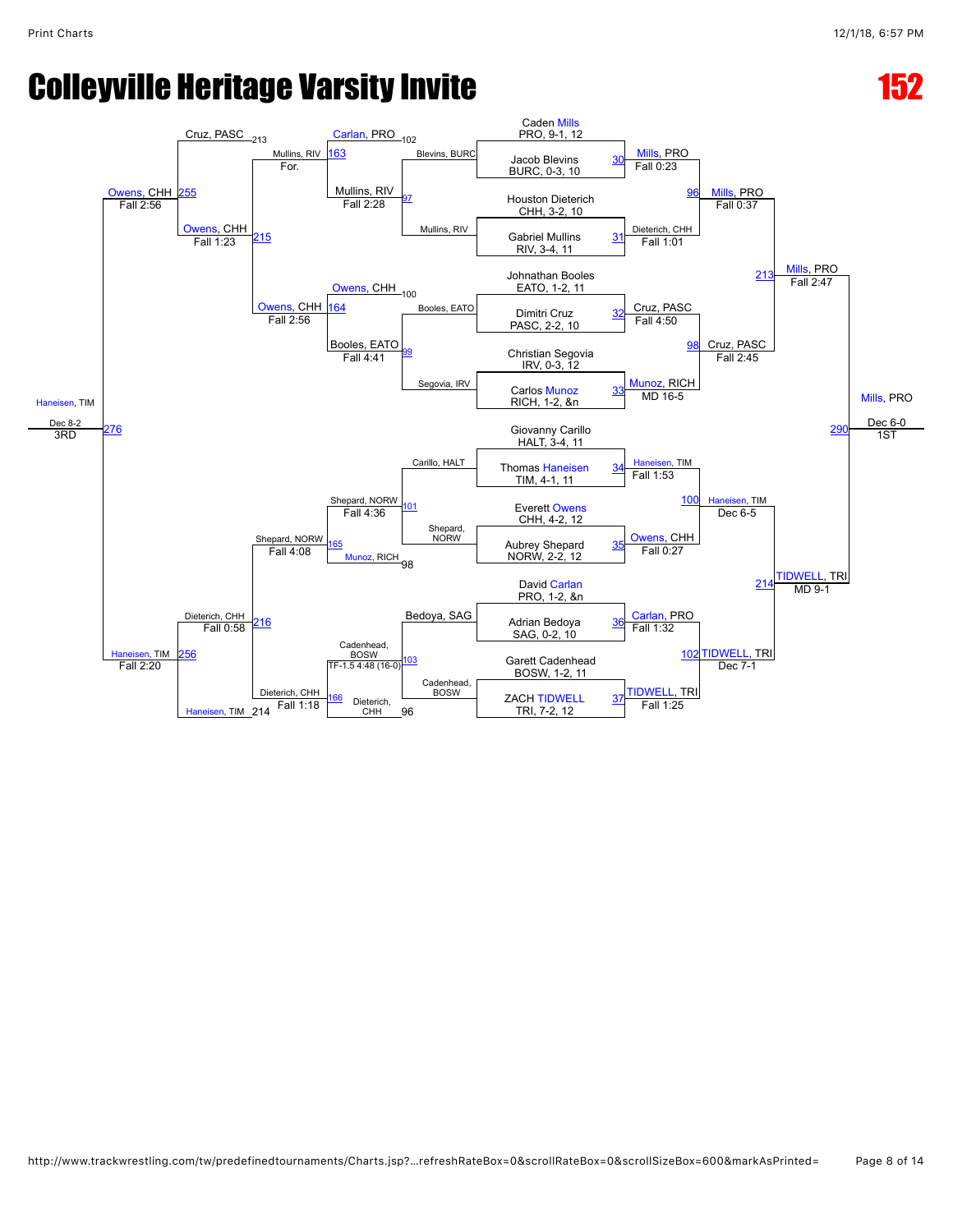# Colleyville Heritage Varsity Invite

# 152

## Championship Bracket

**First Round**

| Bout | Wrestler | | Wrestler | Winner | Result |
|---|---|---|---|---|---|
| 30 | Caden Mills, PRO, 9-1, 12 | vs | Jacob Blevins, BURC, 0-3, 10 | Mills, PRO | Fall 0:23 |
| 31 | Houston Dieterich, CHH, 3-2, 10 | vs | Gabriel Mullins, RIV, 3-4, 11 | Dieterich, CHH | Fall 1:01 |
| 32 | Johnathan Booles, EATO, 1-2, 11 | vs | Dimitri Cruz, PASC, 2-2, 10 | Cruz, PASC | Fall 4:50 |
| 33 | Christian Segovia, IRV, 0-3, 12 | vs | Carlos Munoz, RICH, 1-2, &n | Munoz, RICH | MD 16-5 |
| 34 | Giovanny Carillo, HALT, 3-4, 11 | vs | Thomas Haneisen, TIM, 4-1, 11 | Haneisen, TIM | Fall 1:53 |
| 35 | Everett Owens, CHH, 4-2, 12 | vs | Aubrey Shepard, NORW, 2-2, 12 | Owens, CHH | Fall 0:27 |
| 36 | David Carlan, PRO, 1-2, &n | vs | Adrian Bedoya, SAG, 0-2, 10 | Carlan, PRO | Fall 1:32 |
| 37 | Garett Cadenhead, BOSW, 1-2, 11 | vs | ZACH TIDWELL, TRI, 7-2, 12 | TIDWELL, TRI | Fall 1:25 |

**Quarterfinals**

| Bout | Winner | Result |
|---|---|---|
| 96 | Mills, PRO | Fall 0:37 |
| 98 | Cruz, PASC | Fall 2:45 |
| 100 | Haneisen, TIM | Dec 6-5 |
| 102 | TIDWELL, TRI | Dec 7-1 |

**Semifinals**

| Bout | Winner | Result |
|---|---|---|
| 213 | Mills, PRO | Fall 2:47 |
| 214 | TIDWELL, TRI | MD 9-1 |

**1st Place**

| Bout | Winner | Result |
|---|---|---|
| 290 | Mills, PRO | Dec 6-0 |

## Consolation Bracket

| Bout | Wrestlers | Winner | Result |
|---|---|---|---|
| 97 | Blevins, BURC vs Mullins, RIV | Mullins, RIV | Fall 2:28 |
| 99 | Booles, EATO vs Segovia, IRV | Booles, EATO | Fall 4:41 |
| 101 | Carillo, HALT vs Shepard, NORW | Shepard, NORW | Fall 4:36 |
| 103 | Bedoya, SAG vs Cadenhead, BOSW | Cadenhead, BOSW | TF-1.5 4:48 (16-0) |
| 163 | Carlan, PRO (102) vs Mullins, RIV | Mullins, RIV | For. |
| 164 | Owens, CHH (100) vs Booles, EATO | Owens, CHH | Fall 2:56 |
| 165 | Shepard, NORW vs Munoz, RICH (98) | Shepard, NORW | Fall 4:08 |
| 166 | Cadenhead, BOSW vs Dieterich, CHH (96) | Dieterich, CHH | Fall 1:18 |
| 215 | Cruz, PASC (213) vs Mullins, RIV / Owens, CHH | Owens, CHH | Fall 1:23 |
| 216 | Dieterich, CHH vs Haneisen, TIM (214) | Dieterich, CHH | Fall 0:58 |
| 255 | Cruz, PASC vs Owens, CHH | Owens, CHH | Fall 2:56 |
| 256 | Dieterich, CHH vs Haneisen, TIM | Haneisen, TIM | Fall 2:20 |
| 276 | Owens, CHH vs Haneisen, TIM | Haneisen, TIM | Dec 8-2 (3RD) |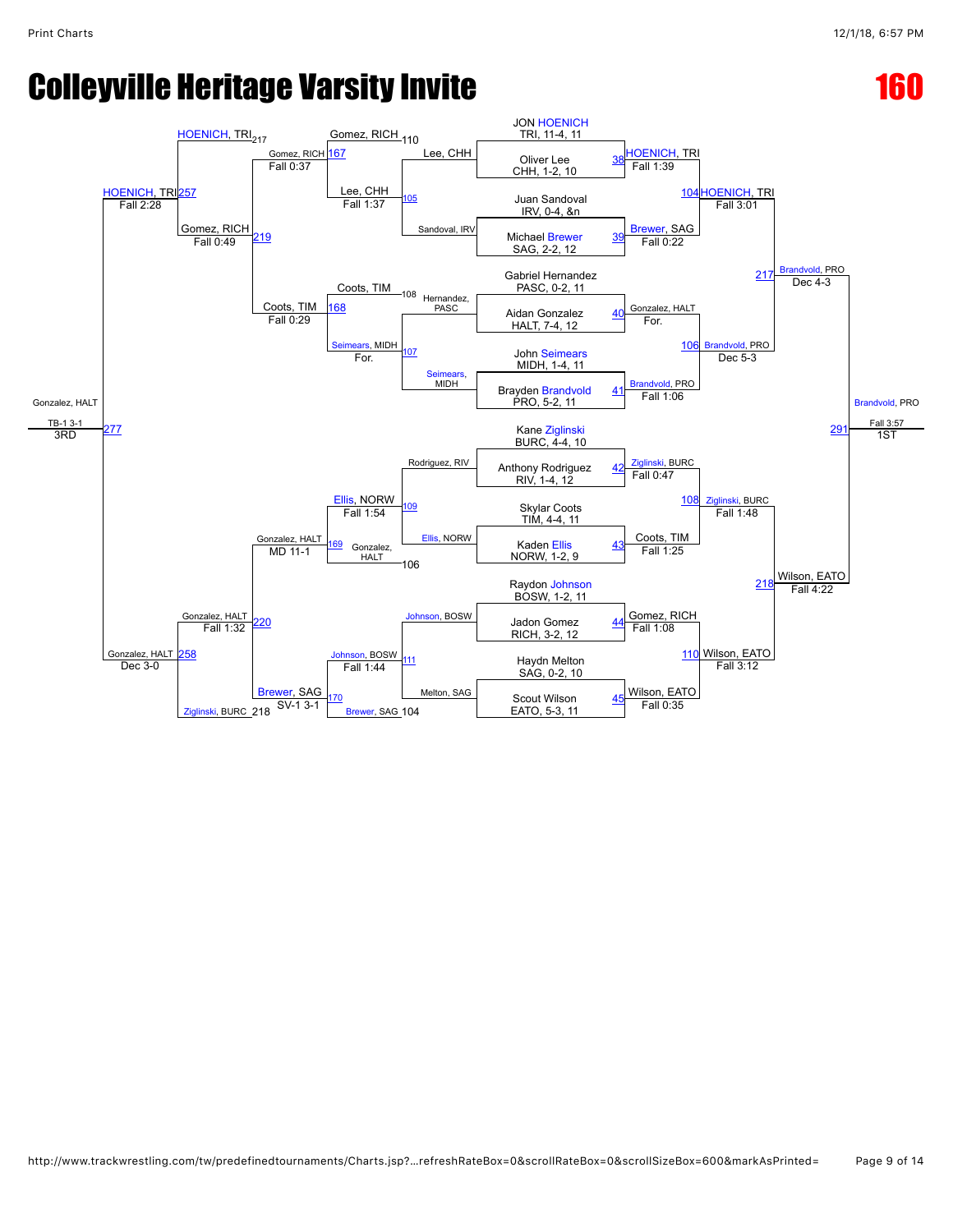# Colleyville Heritage Varsity Invite

# 160

## Championship Bracket

**First Round / Quarterfinals**

- JON HOENICH, TRI, 11-4, 11 vs Oliver Lee, CHH, 1-2, 10 — Match 38: HOENICH, TRI, Fall 1:39
- Juan Sandoval, IRV, 0-4, &n vs Michael Brewer, SAG, 2-2, 12 — Match 39: Brewer, SAG, Fall 0:22
- Gabriel Hernandez, PASC, 0-2, 11 vs Aidan Gonzalez, HALT, 7-4, 12 — Match 40: Gonzalez, HALT, For.
- John Seimears, MIDH, 1-4, 11 vs Brayden Brandvold, PRO, 5-2, 11 — Match 41: Brandvold, PRO, Fall 1:06
- Kane Ziglinski, BURC, 4-4, 10 vs Anthony Rodriguez, RIV, 1-4, 12 — Match 42: Ziglinski, BURC, Fall 0:47
- Skylar Coots, TIM, 4-4, 11 vs Kaden Ellis, NORW, 1-2, 9 — Match 43: Coots, TIM, Fall 1:25
- Raydon Johnson, BOSW, 1-2, 11 vs Jadon Gomez, RICH, 3-2, 12 — Match 44: Gomez, RICH, Fall 1:08
- Haydn Melton, SAG, 0-2, 10 vs Scout Wilson, EATO, 5-3, 11 — Match 45: Wilson, EATO, Fall 0:35

**Semifinals**

- Match 104: HOENICH, TRI over Brewer, SAG — Fall 3:01
- Match 106: Brandvold, PRO over Gonzalez, HALT — Dec 5-3
- Match 108: Ziglinski, BURC over Coots, TIM — Fall 1:48
- Match 110: Wilson, EATO over Gomez, RICH — Fall 3:12

**Finals**

- Match 217: Brandvold, PRO over HOENICH, TRI — Dec 4-3
- Match 218: Wilson, EATO over Ziglinski, BURC — Fall 4:22
- Match 291: Brandvold, PRO over Wilson, EATO — Fall 3:57 — **1ST**

## Consolation Bracket

- Match 105: Lee, CHH over Sandoval, IRV — Fall 1:37
- Match 107: Seimears, MIDH over Hernandez, PASC — For.
- Match 109: Ellis, NORW over Rodriguez, RIV — Fall 1:54
- Match 111: Johnson, BOSW over Melton, SAG — Fall 1:44
- Match 167: Gomez, RICH (110) over Lee, CHH — Fall 0:37
- Match 168: Coots, TIM (108) over Seimears, MIDH — For.
- Match 169: Gonzalez, HALT (106) over Ellis, NORW — MD 11-1
- Match 170: Brewer, SAG (104) over Johnson, BOSW — SV-1 3-1
- Match 219: Gomez, RICH over Coots, TIM — Fall 0:49
- Match 220: Gonzalez, HALT over Brewer, SAG — Fall 1:32
- Match 257: HOENICH, TRI (217) over Gomez, RICH — Fall 2:28
- Match 258: Gonzalez, HALT over Ziglinski, BURC (218) — Dec 3-0
- Match 277: Gonzalez, HALT over HOENICH, TRI — TB-1 3-1 — **3RD**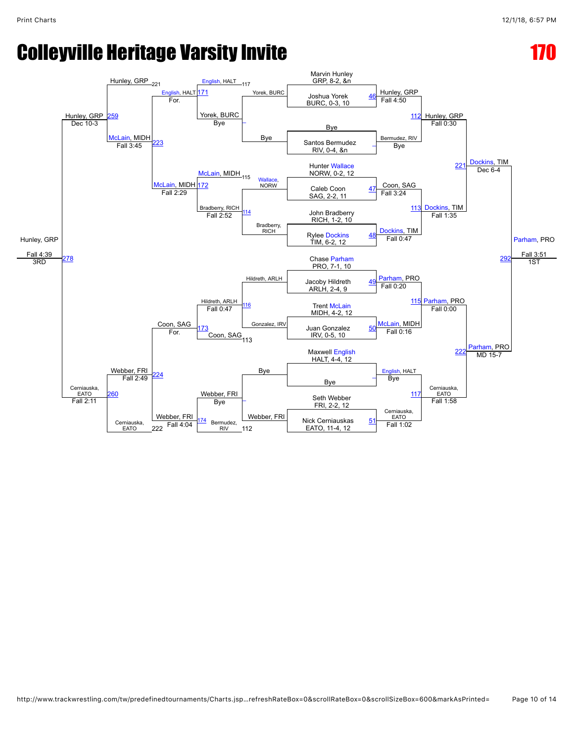# Colleyville Heritage Varsity Invite

## 170

### Championship Bracket

**Round 1**

- Marvin Hunley, GRP, 8-2, &n — bye (via Joshua Yorek match)
- Match 46: Joshua Yorek, BURC, 0-3, 10 vs Marvin Hunley — Hunley, GRP, Fall 4:50
- Bye vs Santos Bermudez, RIV, 0-4, &n — Bermudez, RIV, Bye
- Hunter Wallace, NORW, 0-2, 12
- Match 47: Caleb Coon, SAG, 2-2, 11 — Coon, SAG, Fall 3:24
- John Bradberry, RICH, 1-2, 10
- Match 48: Rylee Dockins, TIM, 6-2, 12 — Dockins, TIM, Fall 0:47
- Chase Parham, PRO, 7-1, 10
- Match 49: Jacoby Hildreth, ARLH, 2-4, 9 — Parham, PRO, Fall 0:20
- Trent McLain, MIDH, 4-2, 12
- Match 50: Juan Gonzalez, IRV, 0-5, 10 — McLain, MIDH, Fall 0:16
- Maxwell English, HALT, 4-4, 12 vs Bye — English, HALT, Bye
- Seth Webber, FRI, 2-2, 12
- Match 51: Nick Cerniauskas, EATO, 11-4, 12 — Cerniauskas, EATO, Fall 1:02

**Quarterfinals**

- Match 112: Hunley, GRP over Bermudez, RIV — Fall 0:30
- Match 113: Dockins, TIM over Coon, SAG — Fall 1:35
- Match 115: Parham, PRO over McLain, MIDH — Fall 0:00
- Match 117: Cerniauskas, EATO over English, HALT — Fall 1:58

**Semifinals**

- Match 221: Dockins, TIM over Hunley, GRP — Dec 6-4
- Match 222: Parham, PRO over Cerniauskas, EATO — MD 15-7

**Final**

- Match 292: Parham, PRO over Dockins, TIM — Fall 3:51 — **1ST**

### Consolation Bracket

- 117: English, HALT; Match –: Yorek, BURC — Bye
- Yorek, BURC vs Bye
- 115: Wallace, NORW; Match 114: Bradberry, RICH — Fall 2:52
- Bradberry, RICH
- Match 116: Hildreth, ARLH — Fall 0:47 (vs Gonzalez, IRV)
- 113: Coon, SAG
- Match –: Webber, FRI — Bye
- 112: Webber, FRI
- Match 174: Webber, FRI over Bermudez, RIV — Fall 4:04
- Match 171: English, HALT — For.
- Match 172: McLain, MIDH over McLain, MIDH bracket — Fall 2:29
- Match 173: Coon, SAG — For.
- Match 223: McLain, MIDH — Fall 3:45 (221: Hunley, GRP)
- Match 224: Webber, FRI — Fall 2:49 (222: Cerniauskas, EATO)
- Match 259: Hunley, GRP — Dec 10-3
- Match 260: Cerniauskas, EATO — Fall 2:11
- Match 278: Hunley, GRP over Cerniauskas, EATO — Fall 4:39 — **3RD**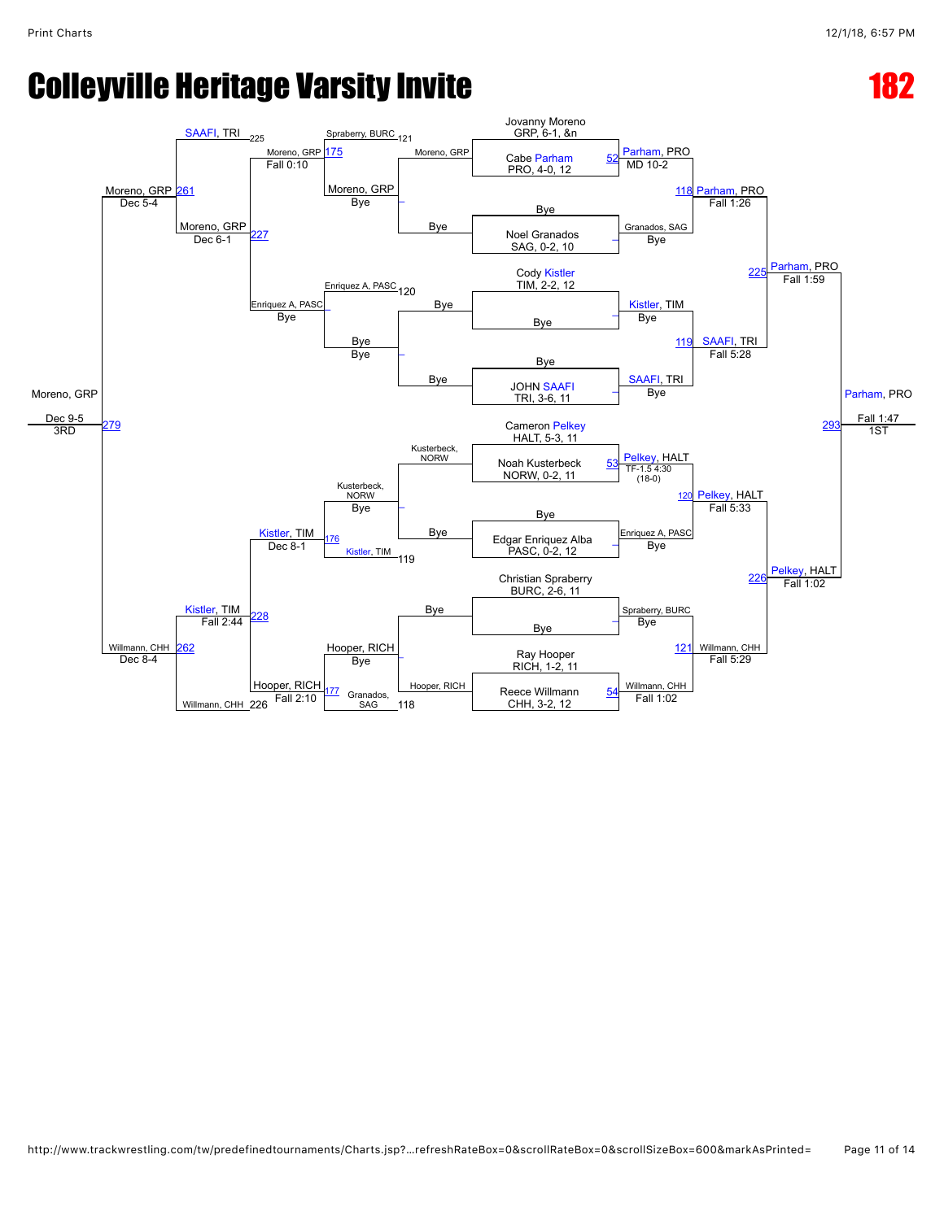# Colleyville Heritage Varsity Invite

## 182

### Championship Bracket

**First Round**

| Match | Wrestler | Result | Winner |
| --- | --- | --- | --- |
| 52 | Jovanny Moreno, GRP, 6-1, &n vs. Cabe Parham, PRO, 4-0, 12 | MD 10-2 | Parham, PRO |
| – | Bye vs. Noel Granados, SAG, 0-2, 10 | Bye | Granados, SAG |
| – | Cody Kistler, TIM, 2-2, 12 vs. Bye | Bye | Kistler, TIM |
| – | Bye vs. JOHN SAAFI, TRI, 3-6, 11 | Bye | SAAFI, TRI |
| 53 | Cameron Pelkey, HALT, 5-3, 11 vs. Noah Kusterbeck, NORW, 0-2, 11 | TF-1.5 4:30 (18-0) | Pelkey, HALT |
| – | Bye vs. Edgar Enriquez Alba, PASC, 0-2, 12 | Bye | Enriquez A, PASC |
| – | Christian Spraberry, BURC, 2-6, 11 vs. Bye | Bye | Spraberry, BURC |
| 54 | Ray Hooper, RICH, 1-2, 11 vs. Reece Willmann, CHH, 3-2, 12 | Fall 1:02 | Willmann, CHH |

**Quarterfinals**

| Match | Result | Winner |
| --- | --- | --- |
| 118 | Fall 1:26 | Parham, PRO |
| 119 | Fall 5:28 | SAAFI, TRI |
| 120 | Fall 5:33 | Pelkey, HALT |
| 121 | Fall 5:29 | Willmann, CHH |

**Semifinals**

| Match | Result | Winner |
| --- | --- | --- |
| 225 | Fall 1:59 | Parham, PRO |
| 226 | Fall 1:02 | Pelkey, HALT |

**Final**

| Match | Result | Winner |
| --- | --- | --- |
| 293 | Fall 1:47 | Parham, PRO – 1ST |

### Consolation Bracket

| Match | Wrestlers | Result | Winner |
| --- | --- | --- | --- |
| – | Moreno, GRP vs. Bye (loser of 121: Spraberry, BURC) | Bye | Moreno, GRP |
| – | Enriquez A, PASC vs. Bye (loser of 120) | Bye | Bye |
| – | Kusterbeck, NORW vs. Bye | Bye | Kusterbeck, NORW |
| – | Hooper, RICH vs. Bye | Bye | Hooper, RICH |
| 175 | Moreno, GRP vs. Spraberry, BURC (121) | Fall 0:10 | Moreno, GRP |
| – | Enriquez A, PASC vs. Bye (120) | Bye | Enriquez A, PASC |
| 176 | Kusterbeck, NORW vs. Kistler, TIM (119) | Dec 8-1 | Kistler, TIM |
| 177 | Hooper, RICH vs. Granados, SAG (118) | Fall 2:10 | Hooper, RICH |
| 227 | Moreno, GRP vs. Enriquez A, PASC | Dec 6-1 | Moreno, GRP |
| 228 | Kistler, TIM vs. Hooper, RICH | Fall 2:44 | Kistler, TIM |
| 261 | SAAFI, TRI (225) vs. Moreno, GRP | Dec 5-4 | Moreno, GRP |
| 262 | Kistler, TIM vs. Willmann, CHH (226) | Dec 8-4 | Willmann, CHH |
| 279 | Moreno, GRP vs. Willmann, CHH | Dec 9-5 | Moreno, GRP – 3RD |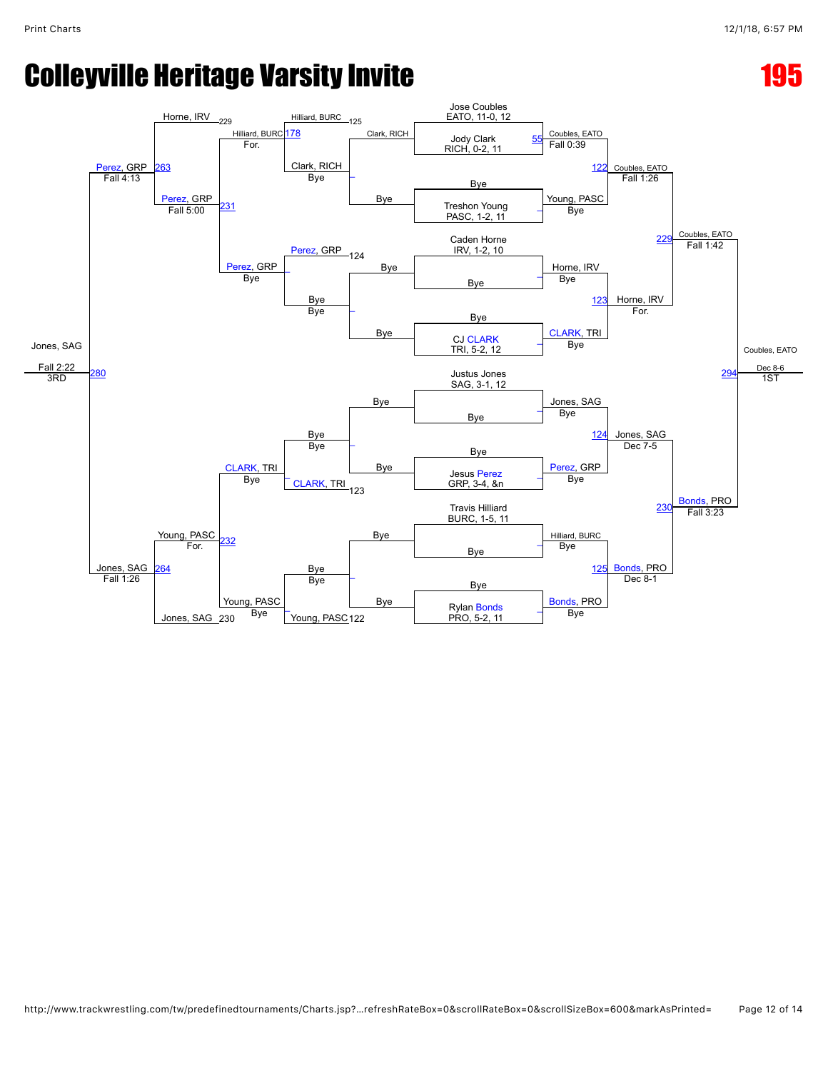# Colleyville Heritage Varsity Invite

## 195

### Championship Bracket

**Seeds / Entrants**

- Jose Coubles, EATO, 11-0, 12
- Jody Clark, RICH, 0-2, 11
- Bye
- Treshon Young, PASC, 1-2, 11
- Caden Horne, IRV, 1-2, 10
- Bye
- Bye
- CJ CLARK, TRI, 5-2, 12
- Justus Jones, SAG, 3-1, 12
- Bye
- Bye
- Jesus Perez, GRP, 3-4, &n
- Travis Hilliard, BURC, 1-5, 11
- Bye
- Bye
- Rylan Bonds, PRO, 5-2, 11

**First Round**

| Bout | Winner | Result |
|---|---|---|
| 55 | Coubles, EATO | Fall 0:39 |
| – | Young, PASC | Bye |
| – | Horne, IRV | Bye |
| – | CLARK, TRI | Bye |
| – | Jones, SAG | Bye |
| – | Perez, GRP | Bye |
| – | Hilliard, BURC | Bye |
| – | Bonds, PRO | Bye |

**Quarterfinals**

| Bout | Winner | Result |
|---|---|---|
| 122 | Coubles, EATO | Fall 1:26 |
| 123 | Horne, IRV | For. |
| 124 | Jones, SAG | Dec 7-5 |
| 125 | Bonds, PRO | Dec 8-1 |

**Semifinals**

| Bout | Winner | Result |
|---|---|---|
| 229 | Coubles, EATO | Fall 1:42 |
| 230 | Bonds, PRO | Fall 3:23 |

**Final**

| Bout | Winner | Result | Place |
|---|---|---|---|
| 294 | Coubles, EATO | Dec 8-6 | 1ST |

### Consolation Bracket

**Consolation Round 1**

| Bout | Entrants | Winner | Result |
|---|---|---|---|
| – | Clark, RICH / Bye | Clark, RICH | Bye |
| – | Bye / Bye | Bye | Bye |
| – | Bye / Bye | Bye | Bye |
| – | Bye / Bye | Bye | Bye |

**Consolation Round 2**

| Bout | Entrants | Winner | Result |
|---|---|---|---|
| 178 | Hilliard, BURC (L125) / Clark, RICH | Hilliard, BURC | For. |
| – | Perez, GRP (L124) / Bye | Perez, GRP | Bye |
| – | CLARK, TRI (L123) / Bye | CLARK, TRI | Bye |
| – | Young, PASC (L122) / Bye | Young, PASC | Bye |

**Consolation Round 3**

| Bout | Entrants | Winner | Result |
|---|---|---|---|
| 231 | Hilliard, BURC / Perez, GRP | Perez, GRP | Fall 5:00 |
| 232 | CLARK, TRI / Young, PASC | Young, PASC | For. |

**Consolation Semifinals**

| Bout | Entrants | Winner | Result |
|---|---|---|---|
| 263 | Horne, IRV (L229) / Perez, GRP | Perez, GRP | Fall 4:13 |
| 264 | Young, PASC / Jones, SAG (L230) | Jones, SAG | Fall 1:26 |

**3rd Place**

| Bout | Entrants | Winner | Result | Place |
|---|---|---|---|---|
| 280 | Perez, GRP / Jones, SAG | Jones, SAG | Fall 2:22 | 3RD |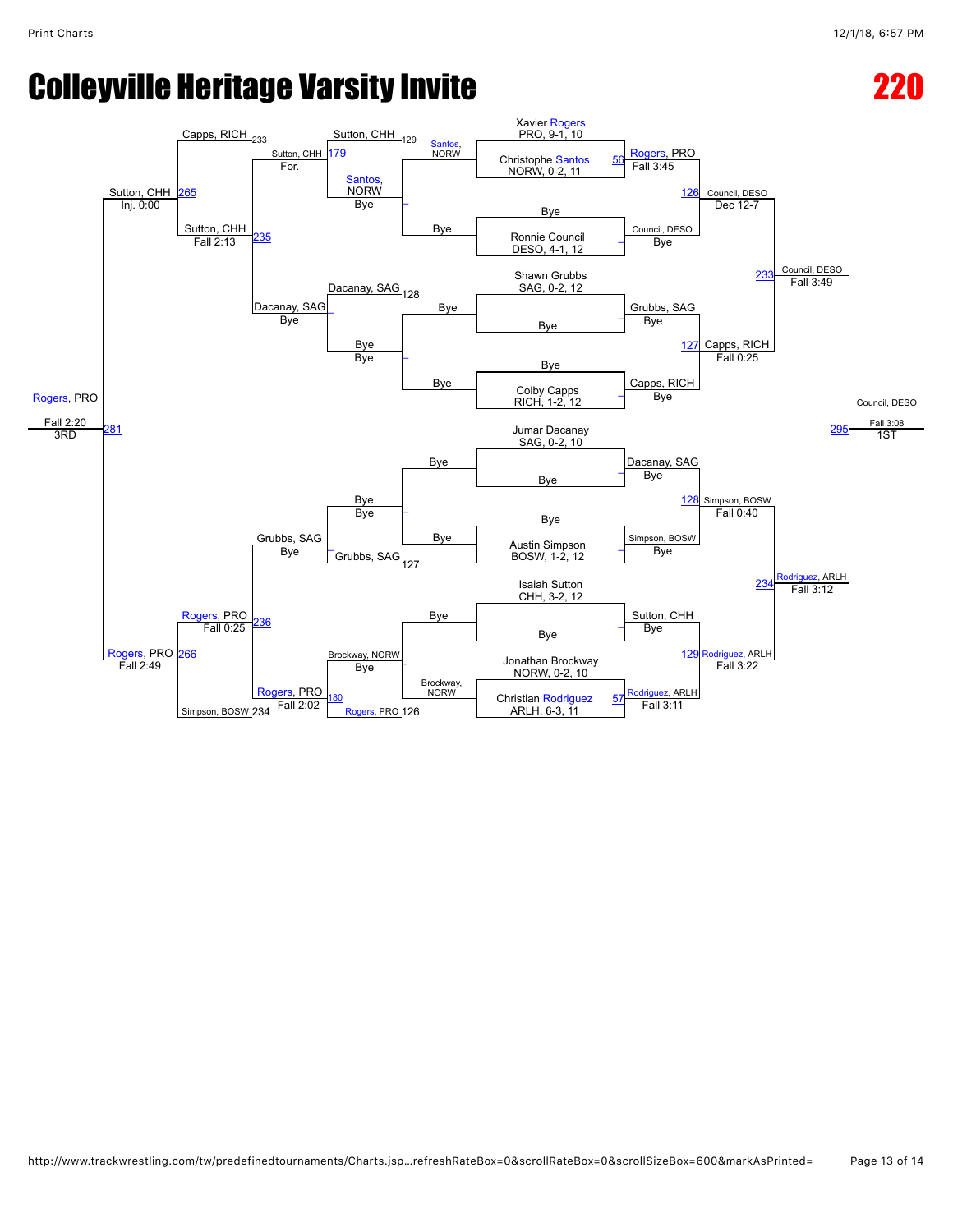# Colleyville Heritage Varsity Invite

## 220

### Championship Bracket

| Wrestler | Team, Record, Grade |
|---|---|
| Xavier Rogers | PRO, 9-1, 10 |
| Christophe Santos | NORW, 0-2, 11 |
| Bye | |
| Ronnie Council | DESO, 4-1, 12 |
| Shawn Grubbs | SAG, 0-2, 12 |
| Bye | |
| Bye | |
| Colby Capps | RICH, 1-2, 12 |
| Jumar Dacanay | SAG, 0-2, 10 |
| Bye | |
| Bye | |
| Austin Simpson | BOSW, 1-2, 12 |
| Isaiah Sutton | CHH, 3-2, 12 |
| Bye | |
| Jonathan Brockway | NORW, 0-2, 10 |
| Christian Rodriguez | ARLH, 6-3, 11 |

**Round 1**

- 56: Rogers, PRO — Fall 3:45
- Council, DESO — Bye
- Grubbs, SAG — Bye
- Capps, RICH — Bye
- Dacanay, SAG — Bye
- Simpson, BOSW — Bye
- Sutton, CHH — Bye
- 57: Rodriguez, ARLH — Fall 3:11

**Quarterfinals**

- 126: Council, DESO — Dec 12-7
- 127: Capps, RICH — Fall 0:25
- 128: Simpson, BOSW — Fall 0:40
- 129: Rodriguez, ARLH — Fall 3:22

**Semifinals**

- 233: Council, DESO — Fall 3:49
- 234: Rodriguez, ARLH — Fall 3:12

**Final**

- 295: Council, DESO — Fall 3:08 — 1ST

### Consolation Bracket

- Santos, NORW — Bye
- Bye — Bye
- Bye — Bye
- Brockway, NORW — Bye
- 179: Sutton, CHH (vs Santos, NORW, 129) — For.
- Dacanay, SAG (vs Bye, 128) — Bye
- Grubbs, SAG (vs Bye, 127) — Bye
- 180: Rogers, PRO (vs Brockway, NORW, 126) — Fall 2:02
- 235: Sutton, CHH (vs Dacanay, SAG) — Fall 2:13
- 236: Rogers, PRO (vs Grubbs, SAG) — Fall 0:25
- 265: Sutton, CHH (vs Capps, RICH, 233) — Inj. 0:00
- 266: Rogers, PRO (vs Simpson, BOSW, 234) — Fall 2:49
- 281: Rogers, PRO (vs Sutton, CHH) — Fall 2:20 — 3RD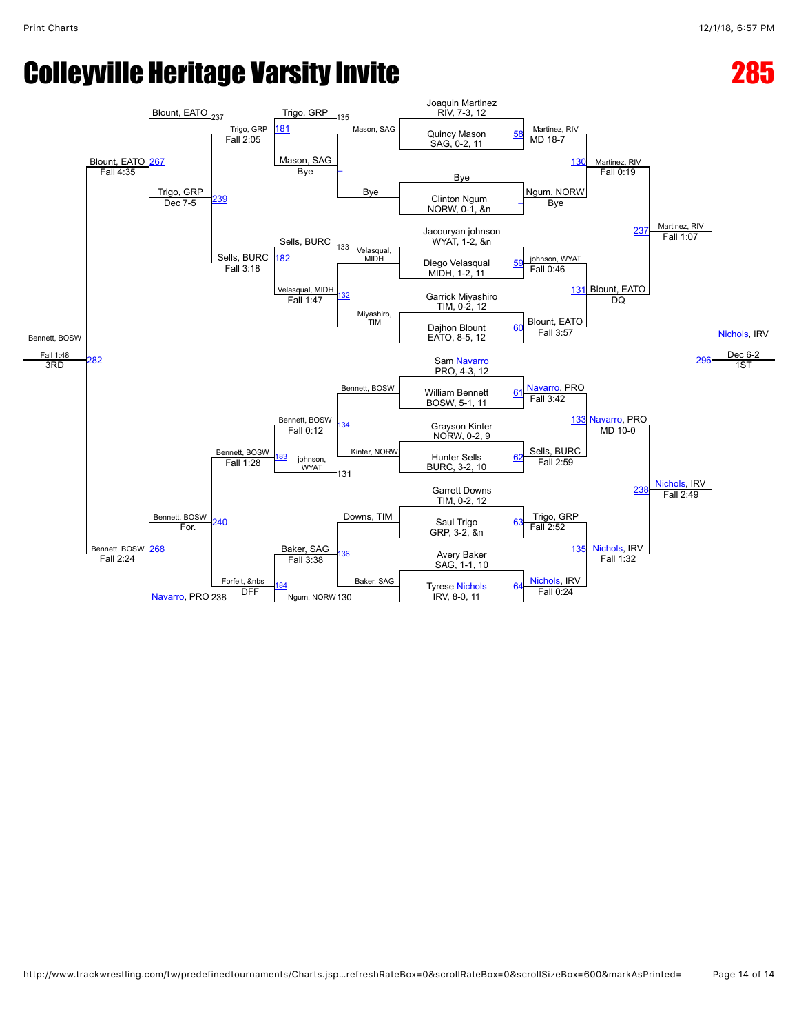# Colleyville Heritage Varsity Invite

**285**

Joaquin Martinez
RIV, 7-3, 12

Quincy Mason
SAG, 0-2, 11

Bye

Clinton Ngum
NORW, 0-1, &n

Jacouryan johnson
WYAT, 1-2, &n

Diego Velasqual
MIDH, 1-2, 11

Garrick Miyashiro
TIM, 0-2, 12

Dajhon Blount
EATO, 8-5, 12

Sam Navarro
PRO, 4-3, 12

William Bennett
BOSW, 5-1, 11

Grayson Kinter
NORW, 0-2, 9

Hunter Sells
BURC, 3-2, 10

Garrett Downs
TIM, 0-2, 12

Saul Trigo
GRP, 3-2, &n

Avery Baker
SAG, 1-1, 10

Tyrese Nichols
IRV, 8-0, 11

58 Martinez, RIV MD 18-7

Ngum, NORW Bye

59 johnson, WYAT Fall 0:46

60 Blount, EATO Fall 3:57

61 Navarro, PRO Fall 3:42

62 Sells, BURC Fall 2:59

63 Trigo, GRP Fall 2:52

64 Nichols, IRV Fall 0:24

130 Martinez, RIV Fall 0:19

131 Blount, EATO DQ

133 Navarro, PRO MD 10-0

135 Nichols, IRV Fall 1:32

237 Martinez, RIV Fall 1:07

238 Nichols, IRV Fall 2:49

296 Nichols, IRV Dec 6-2 1ST

Consolation:

Mason, SAG / Bye — Mason, SAG Bye

Velasqual, MIDH / Miyashiro, TIM — 132 Velasqual, MIDH Fall 1:47

Bennett, BOSW / Kinter, NORW — 134 Bennett, BOSW Fall 0:12

Downs, TIM / Baker, SAG — 136 Baker, SAG Fall 3:38

Trigo, GRP (135) / Mason, SAG — 181 Trigo, GRP Fall 2:05

Sells, BURC (133) / Velasqual, MIDH — 182 Sells, BURC Fall 3:18

Bennett, BOSW / johnson, WYAT (131) — 183 Bennett, BOSW Fall 1:28

Baker, SAG / Ngum, NORW (130) — 184 Forfeit, &nbs DFF

Blount, EATO (237) / Trigo, GRP — 239 Trigo, GRP Dec 7-5

Bennett, BOSW / Navarro, PRO (238) — 240 Bennett, BOSW For.

Blount, EATO / Trigo, GRP — 267 Blount, EATO Fall 4:35

Bennett, BOSW / Navarro, PRO — 268 Bennett, BOSW Fall 2:24

Blount, EATO / Bennett, BOSW — 282 Bennett, BOSW Fall 1:48 3RD